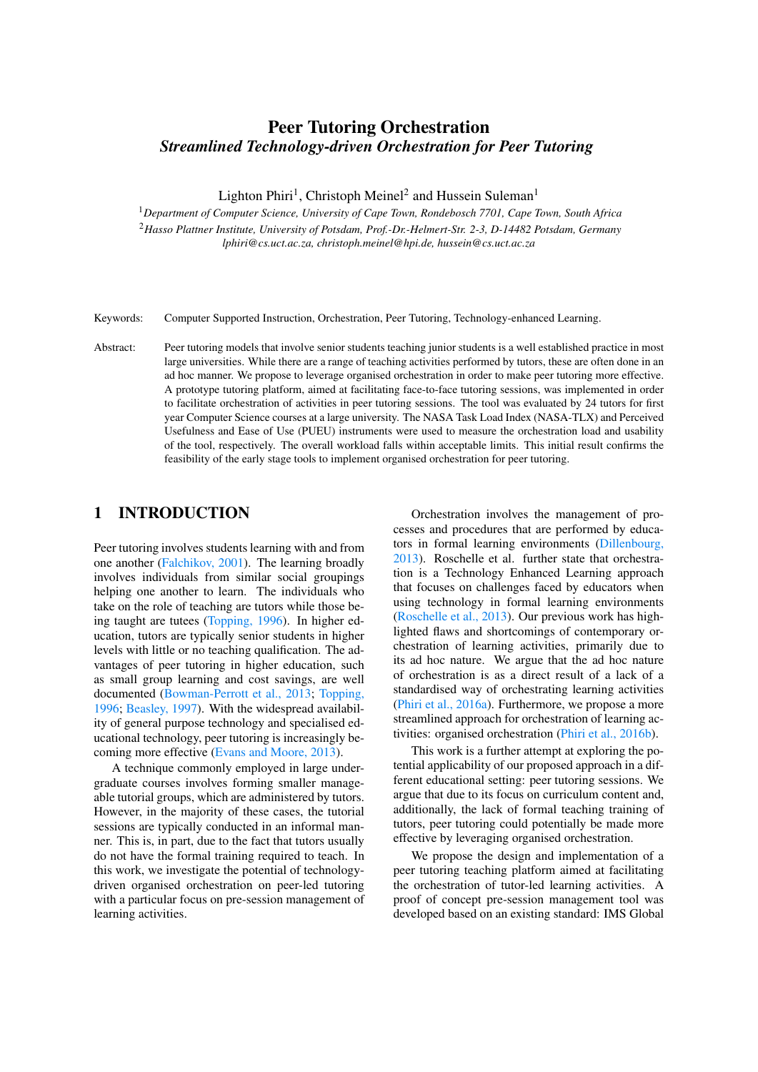# Peer Tutoring Orchestration

## *Streamlined Technology-driven Orchestration for Peer Tutoring*

Lighton Phiri[1], Christoph Meinel[2] and Hussein Suleman[1]

[1]*Department of Computer Science, University of Cape Town, Rondebosch 7701, Cape Town, South Africa*
[2]*Hasso Plattner Institute, University of Potsdam, Prof.-Dr.-Helmert-Str. 2-3, D-14482 Potsdam, Germany*
*lphiri@cs.uct.ac.za, christoph.meinel@hpi.de, hussein@cs.uct.ac.za*

Keywords: Computer Supported Instruction, Orchestration, Peer Tutoring, Technology-enhanced Learning.

Abstract: Peer tutoring models that involve senior students teaching junior students is a well established practice in most large universities. While there are a range of teaching activities performed by tutors, these are often done in an ad hoc manner. We propose to leverage organised orchestration in order to make peer tutoring more effective. A prototype tutoring platform, aimed at facilitating face-to-face tutoring sessions, was implemented in order to facilitate orchestration of activities in peer tutoring sessions. The tool was evaluated by 24 tutors for first year Computer Science courses at a large university. The NASA Task Load Index (NASA-TLX) and Perceived Usefulness and Ease of Use (PUEU) instruments were used to measure the orchestration load and usability of the tool, respectively. The overall workload falls within acceptable limits. This initial result confirms the feasibility of the early stage tools to implement organised orchestration for peer tutoring.

## 1 INTRODUCTION

Peer tutoring involves students learning with and from one another (Falchikov, 2001). The learning broadly involves individuals from similar social groupings helping one another to learn. The individuals who take on the role of teaching are tutors while those being taught are tutees (Topping, 1996). In higher education, tutors are typically senior students in higher levels with little or no teaching qualification. The advantages of peer tutoring in higher education, such as small group learning and cost savings, are well documented (Bowman-Perrott et al., 2013; Topping, 1996; Beasley, 1997). With the widespread availability of general purpose technology and specialised educational technology, peer tutoring is increasingly becoming more effective (Evans and Moore, 2013).

A technique commonly employed in large undergraduate courses involves forming smaller manageable tutorial groups, which are administered by tutors. However, in the majority of these cases, the tutorial sessions are typically conducted in an informal manner. This is, in part, due to the fact that tutors usually do not have the formal training required to teach. In this work, we investigate the potential of technology-driven organised orchestration on peer-led tutoring with a particular focus on pre-session management of learning activities.

Orchestration involves the management of processes and procedures that are performed by educators in formal learning environments (Dillenbourg, 2013). Roschelle et al. further state that orchestration is a Technology Enhanced Learning approach that focuses on challenges faced by educators when using technology in formal learning environments (Roschelle et al., 2013). Our previous work has highlighted flaws and shortcomings of contemporary orchestration of learning activities, primarily due to its ad hoc nature. We argue that the ad hoc nature of orchestration is as a direct result of a lack of a standardised way of orchestrating learning activities (Phiri et al., 2016a). Furthermore, we propose a more streamlined approach for orchestration of learning activities: organised orchestration (Phiri et al., 2016b).

This work is a further attempt at exploring the potential applicability of our proposed approach in a different educational setting: peer tutoring sessions. We argue that due to its focus on curriculum content and, additionally, the lack of formal teaching training of tutors, peer tutoring could potentially be made more effective by leveraging organised orchestration.

We propose the design and implementation of a peer tutoring teaching platform aimed at facilitating the orchestration of tutor-led learning activities. A proof of concept pre-session management tool was developed based on an existing standard: IMS Global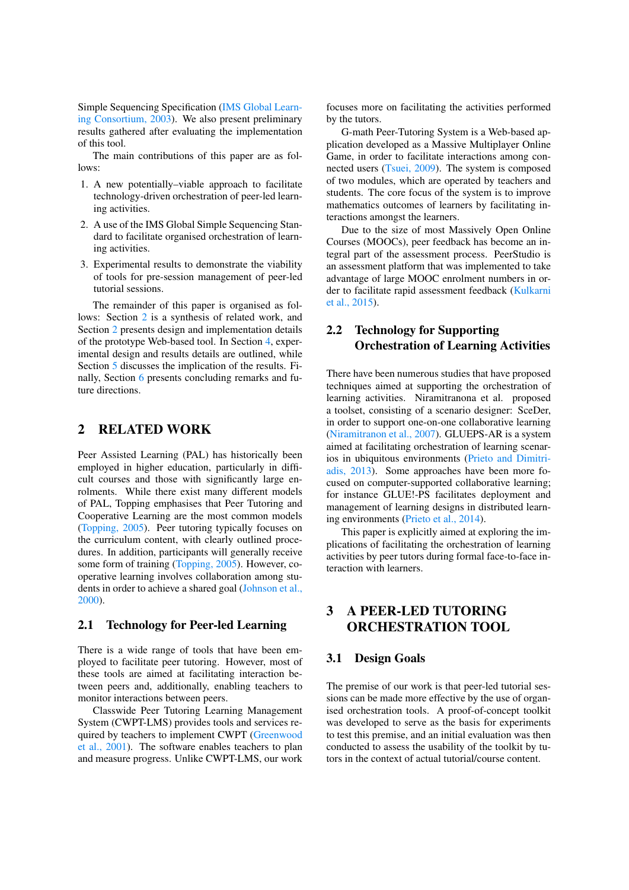Simple Sequencing Specification (IMS Global Learning Consortium, 2003). We also present preliminary results gathered after evaluating the implementation of this tool.

The main contributions of this paper are as follows:

1. A new potentially–viable approach to facilitate technology-driven orchestration of peer-led learning activities.
2. A use of the IMS Global Simple Sequencing Standard to facilitate organised orchestration of learning activities.
3. Experimental results to demonstrate the viability of tools for pre-session management of peer-led tutorial sessions.

The remainder of this paper is organised as follows: Section 2 is a synthesis of related work, and Section 2 presents design and implementation details of the prototype Web-based tool. In Section 4, experimental design and results details are outlined, while Section 5 discusses the implication of the results. Finally, Section 6 presents concluding remarks and future directions.

## 2 RELATED WORK

Peer Assisted Learning (PAL) has historically been employed in higher education, particularly in difficult courses and those with significantly large enrolments. While there exist many different models of PAL, Topping emphasises that Peer Tutoring and Cooperative Learning are the most common models (Topping, 2005). Peer tutoring typically focuses on the curriculum content, with clearly outlined procedures. In addition, participants will generally receive some form of training (Topping, 2005). However, cooperative learning involves collaboration among students in order to achieve a shared goal (Johnson et al., 2000).

### 2.1 Technology for Peer-led Learning

There is a wide range of tools that have been employed to facilitate peer tutoring. However, most of these tools are aimed at facilitating interaction between peers and, additionally, enabling teachers to monitor interactions between peers.

Classwide Peer Tutoring Learning Management System (CWPT-LMS) provides tools and services required by teachers to implement CWPT (Greenwood et al., 2001). The software enables teachers to plan and measure progress. Unlike CWPT-LMS, our work focuses more on facilitating the activities performed by the tutors.

G-math Peer-Tutoring System is a Web-based application developed as a Massive Multiplayer Online Game, in order to facilitate interactions among connected users (Tsuei, 2009). The system is composed of two modules, which are operated by teachers and students. The core focus of the system is to improve mathematics outcomes of learners by facilitating interactions amongst the learners.

Due to the size of most Massively Open Online Courses (MOOCs), peer feedback has become an integral part of the assessment process. PeerStudio is an assessment platform that was implemented to take advantage of large MOOC enrolment numbers in order to facilitate rapid assessment feedback (Kulkarni et al., 2015).

### 2.2 Technology for Supporting Orchestration of Learning Activities

There have been numerous studies that have proposed techniques aimed at supporting the orchestration of learning activities. Niramitranona et al. proposed a toolset, consisting of a scenario designer: SceDer, in order to support one-on-one collaborative learning (Niramitranon et al., 2007). GLUEPS-AR is a system aimed at facilitating orchestration of learning scenarios in ubiquitous environments (Prieto and Dimitriadis, 2013). Some approaches have been more focused on computer-supported collaborative learning; for instance GLUE!-PS facilitates deployment and management of learning designs in distributed learning environments (Prieto et al., 2014).

This paper is explicitly aimed at exploring the implications of facilitating the orchestration of learning activities by peer tutors during formal face-to-face interaction with learners.

## 3 A PEER-LED TUTORING ORCHESTRATION TOOL

### 3.1 Design Goals

The premise of our work is that peer-led tutorial sessions can be made more effective by the use of organised orchestration tools. A proof-of-concept toolkit was developed to serve as the basis for experiments to test this premise, and an initial evaluation was then conducted to assess the usability of the toolkit by tutors in the context of actual tutorial/course content.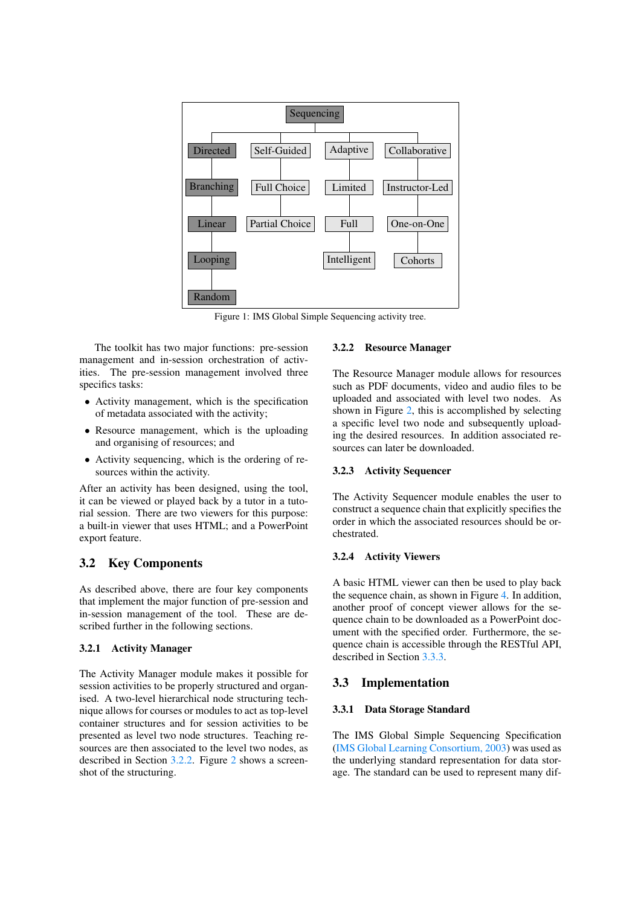Sequencing

Directed — Branching, Linear, Looping, Random

Self-Guided — Full Choice, Partial Choice

Adaptive — Limited, Full, Intelligent

Collaborative — Instructor-Led, One-on-One, Cohorts

Figure 1: IMS Global Simple Sequencing activity tree.

The toolkit has two major functions: pre-session management and in-session orchestration of activities. The pre-session management involved three specifics tasks:

- Activity management, which is the specification of metadata associated with the activity;
- Resource management, which is the uploading and organising of resources; and
- Activity sequencing, which is the ordering of resources within the activity.

After an activity has been designed, using the tool, it can be viewed or played back by a tutor in a tutorial session. There are two viewers for this purpose: a built-in viewer that uses HTML; and a PowerPoint export feature.

## 3.2 Key Components

As described above, there are four key components that implement the major function of pre-session and in-session management of the tool. These are described further in the following sections.

### 3.2.1 Activity Manager

The Activity Manager module makes it possible for session activities to be properly structured and organised. A two-level hierarchical node structuring technique allows for courses or modules to act as top-level container structures and for session activities to be presented as level two node structures. Teaching resources are then associated to the level two nodes, as described in Section 3.2.2. Figure 2 shows a screenshot of the structuring.

### 3.2.2 Resource Manager

The Resource Manager module allows for resources such as PDF documents, video and audio files to be uploaded and associated with level two nodes. As shown in Figure 2, this is accomplished by selecting a specific level two node and subsequently uploading the desired resources. In addition associated resources can later be downloaded.

### 3.2.3 Activity Sequencer

The Activity Sequencer module enables the user to construct a sequence chain that explicitly specifies the order in which the associated resources should be orchestrated.

### 3.2.4 Activity Viewers

A basic HTML viewer can then be used to play back the sequence chain, as shown in Figure 4. In addition, another proof of concept viewer allows for the sequence chain to be downloaded as a PowerPoint document with the specified order. Furthermore, the sequence chain is accessible through the RESTful API, described in Section 3.3.3.

## 3.3 Implementation

### 3.3.1 Data Storage Standard

The IMS Global Simple Sequencing Specification (IMS Global Learning Consortium, 2003) was used as the underlying standard representation for data storage. The standard can be used to represent many dif-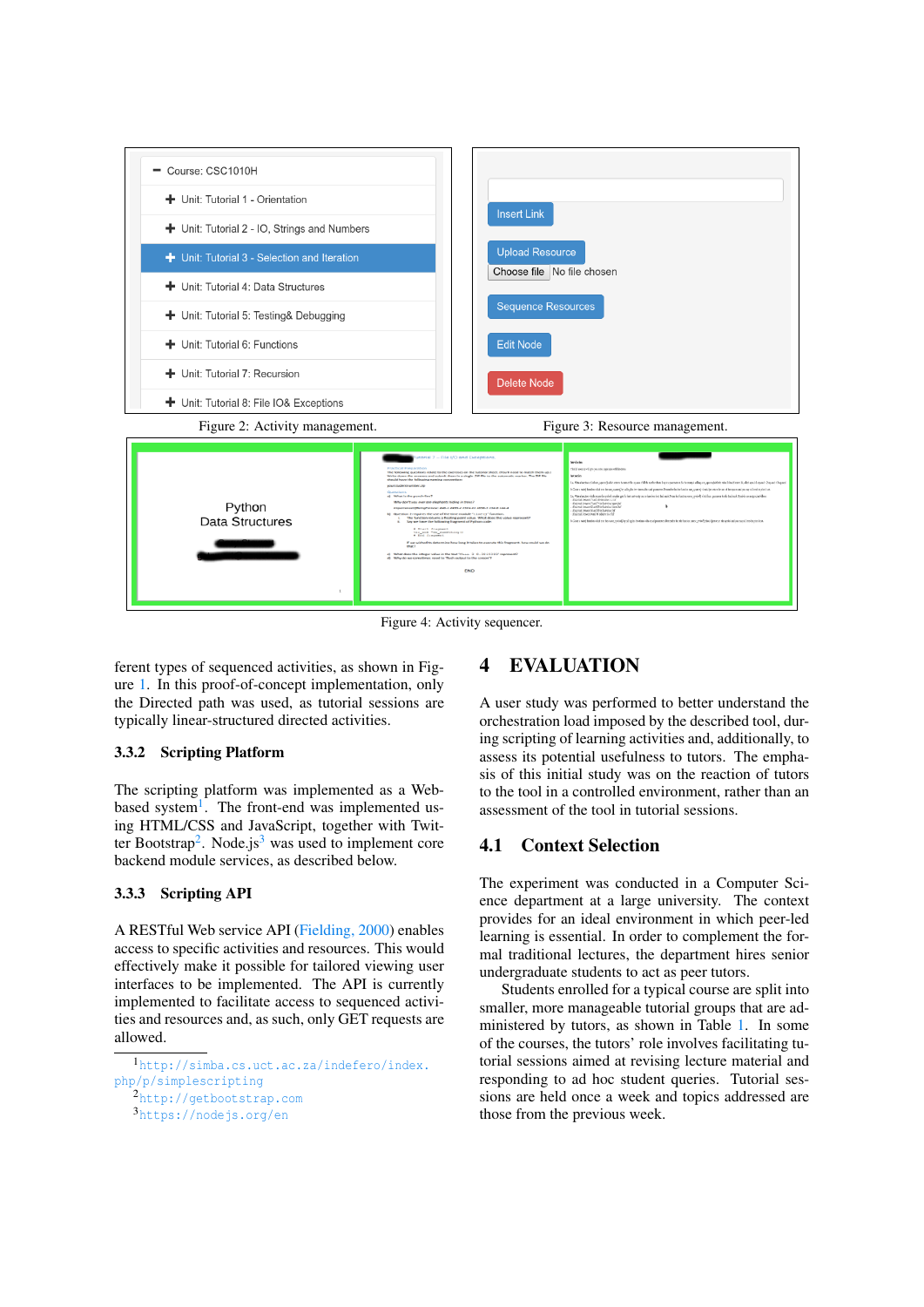Figure 2: Activity management.

Figure 3: Resource management.

Figure 4: Activity sequencer.

ferent types of sequenced activities, as shown in Figure 1. In this proof-of-concept implementation, only the Directed path was used, as tutorial sessions are typically linear-structured directed activities.

### 3.3.2 Scripting Platform

The scripting platform was implemented as a Web-based system[1]. The front-end was implemented using HTML/CSS and JavaScript, together with Twitter Bootstrap[2]. Node.js[3] was used to implement core backend module services, as described below.

### 3.3.3 Scripting API

A RESTful Web service API (Fielding, 2000) enables access to specific activities and resources. This would effectively make it possible for tailored viewing user interfaces to be implemented. The API is currently implemented to facilitate access to sequenced activities and resources and, as such, only GET requests are allowed.

[1] http://simba.cs.uct.ac.za/indefero/index.php/p/simplescripting

[2] http://getbootstrap.com

[3] https://nodejs.org/en

## 4 EVALUATION

A user study was performed to better understand the orchestration load imposed by the described tool, during scripting of learning activities and, additionally, to assess its potential usefulness to tutors. The emphasis of this initial study was on the reaction of tutors to the tool in a controlled environment, rather than an assessment of the tool in tutorial sessions.

## 4.1 Context Selection

The experiment was conducted in a Computer Science department at a large university. The context provides for an ideal environment in which peer-led learning is essential. In order to complement the formal traditional lectures, the department hires senior undergraduate students to act as peer tutors.

Students enrolled for a typical course are split into smaller, more manageable tutorial groups that are administered by tutors, as shown in Table 1. In some of the courses, the tutors' role involves facilitating tutorial sessions aimed at revising lecture material and responding to ad hoc student queries. Tutorial sessions are held once a week and topics addressed are those from the previous week.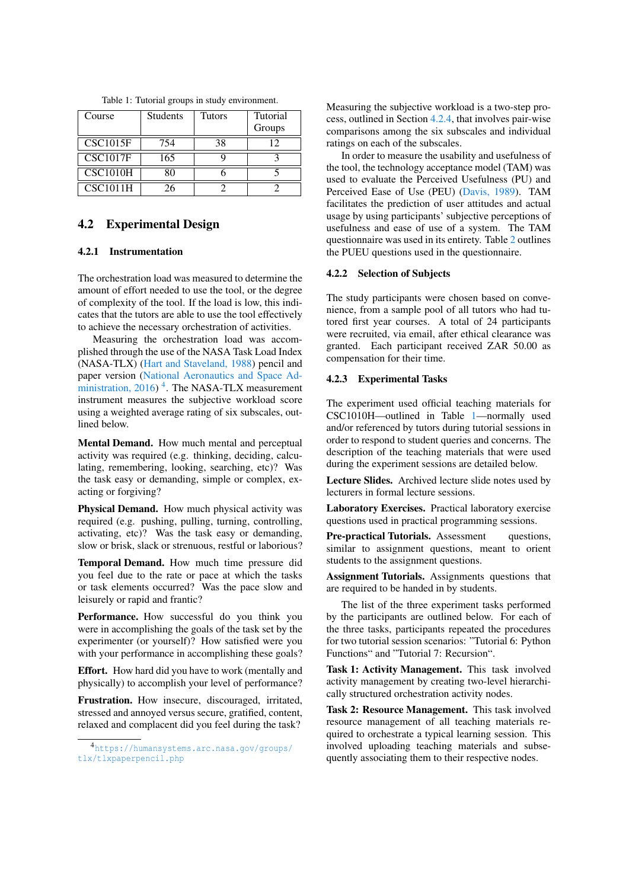Table 1: Tutorial groups in study environment.

| Course | Students | Tutors | Tutorial Groups |
|---|---|---|---|
| CSC1015F | 754 | 38 | 12 |
| CSC1017F | 165 | 9 | 3 |
| CSC1010H | 80 | 6 | 5 |
| CSC1011H | 26 | 2 | 2 |

## 4.2 Experimental Design

### 4.2.1 Instrumentation

The orchestration load was measured to determine the amount of effort needed to use the tool, or the degree of complexity of the tool. If the load is low, this indicates that the tutors are able to use the tool effectively to achieve the necessary orchestration of activities.

Measuring the orchestration load was accomplished through the use of the NASA Task Load Index (NASA-TLX) (Hart and Staveland, 1988) pencil and paper version (National Aeronautics and Space Administration, 2016) [4]. The NASA-TLX measurement instrument measures the subjective workload score using a weighted average rating of six subscales, outlined below.

**Mental Demand.** How much mental and perceptual activity was required (e.g. thinking, deciding, calculating, remembering, looking, searching, etc)? Was the task easy or demanding, simple or complex, exacting or forgiving?

**Physical Demand.** How much physical activity was required (e.g. pushing, pulling, turning, controlling, activating, etc)? Was the task easy or demanding, slow or brisk, slack or strenuous, restful or laborious?

**Temporal Demand.** How much time pressure did you feel due to the rate or pace at which the tasks or task elements occurred? Was the pace slow and leisurely or rapid and frantic?

**Performance.** How successful do you think you were in accomplishing the goals of the task set by the experimenter (or yourself)? How satisfied were you with your performance in accomplishing these goals?

**Effort.** How hard did you have to work (mentally and physically) to accomplish your level of performance?

**Frustration.** How insecure, discouraged, irritated, stressed and annoyed versus secure, gratified, content, relaxed and complacent did you feel during the task?

[4] https://humansystems.arc.nasa.gov/groups/tlx/tlxpaperpencil.php

Measuring the subjective workload is a two-step process, outlined in Section 4.2.4, that involves pair-wise comparisons among the six subscales and individual ratings on each of the subscales.

In order to measure the usability and usefulness of the tool, the technology acceptance model (TAM) was used to evaluate the Perceived Usefulness (PU) and Perceived Ease of Use (PEU) (Davis, 1989). TAM facilitates the prediction of user attitudes and actual usage by using participants' subjective perceptions of usefulness and ease of use of a system. The TAM questionnaire was used in its entirety. Table 2 outlines the PUEU questions used in the questionnaire.

### 4.2.2 Selection of Subjects

The study participants were chosen based on convenience, from a sample pool of all tutors who had tutored first year courses. A total of 24 participants were recruited, via email, after ethical clearance was granted. Each participant received ZAR 50.00 as compensation for their time.

### 4.2.3 Experimental Tasks

The experiment used official teaching materials for CSC1010H—outlined in Table 1—normally used and/or referenced by tutors during tutorial sessions in order to respond to student queries and concerns. The description of the teaching materials that were used during the experiment sessions are detailed below.

**Lecture Slides.** Archived lecture slide notes used by lecturers in formal lecture sessions.

**Laboratory Exercises.** Practical laboratory exercise questions used in practical programming sessions.

**Pre-practical Tutorials.** Assessment questions, similar to assignment questions, meant to orient students to the assignment questions.

**Assignment Tutorials.** Assignments questions that are required to be handed in by students.

The list of the three experiment tasks performed by the participants are outlined below. For each of the three tasks, participants repeated the procedures for two tutorial session scenarios: "Tutorial 6: Python Functions" and "Tutorial 7: Recursion".

**Task 1: Activity Management.** This task involved activity management by creating two-level hierarchically structured orchestration activity nodes.

**Task 2: Resource Management.** This task involved resource management of all teaching materials required to orchestrate a typical learning session. This involved uploading teaching materials and subsequently associating them to their respective nodes.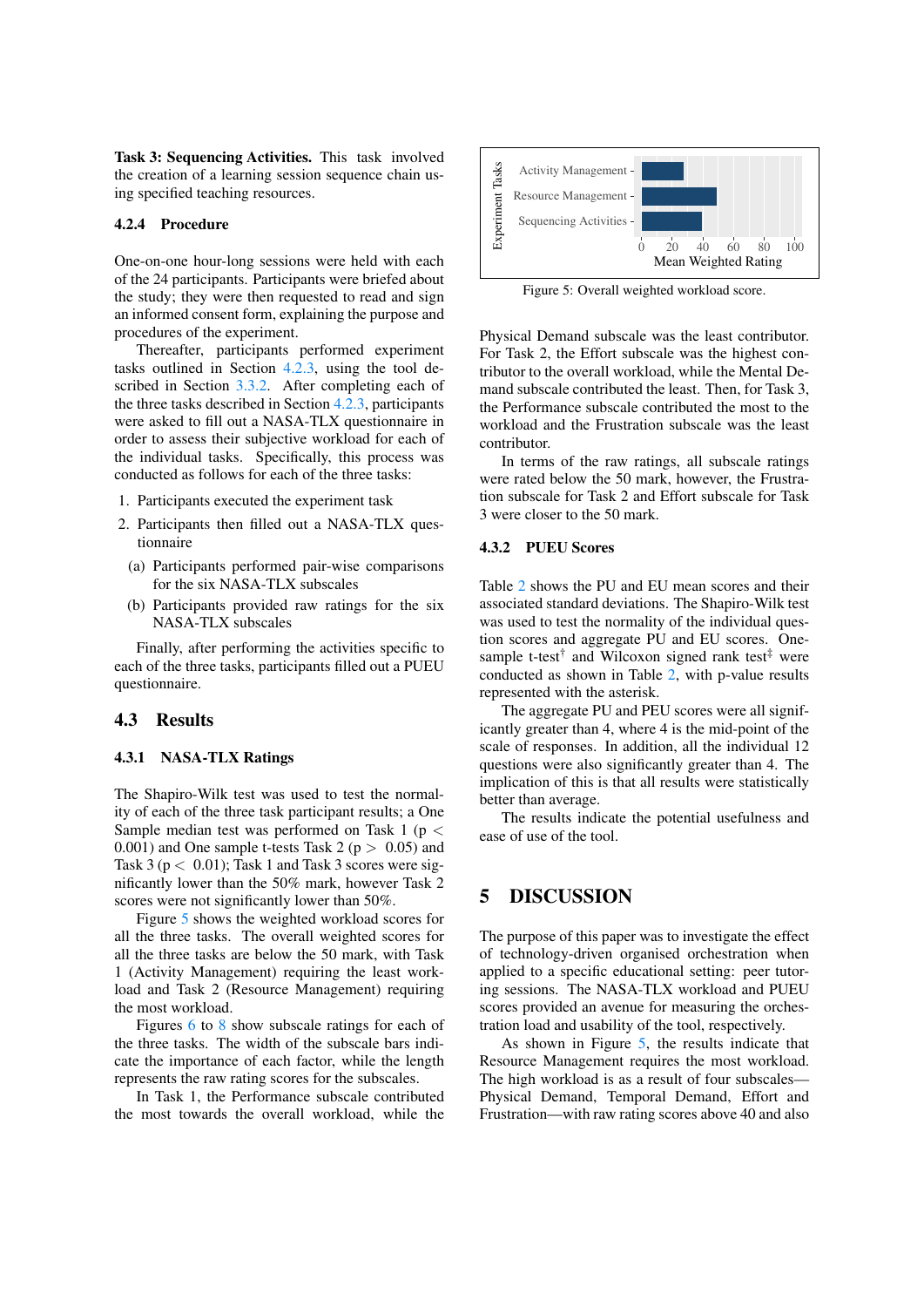**Task 3: Sequencing Activities.** This task involved the creation of a learning session sequence chain using specified teaching resources.

#### 4.2.4 Procedure

One-on-one hour-long sessions were held with each of the 24 participants. Participants were briefed about the study; they were then requested to read and sign an informed consent form, explaining the purpose and procedures of the experiment.

Thereafter, participants performed experiment tasks outlined in Section 4.2.3, using the tool described in Section 3.3.2. After completing each of the three tasks described in Section 4.2.3, participants were asked to fill out a NASA-TLX questionnaire in order to assess their subjective workload for each of the individual tasks. Specifically, this process was conducted as follows for each of the three tasks:

1. Participants executed the experiment task
2. Participants then filled out a NASA-TLX questionnaire
   (a) Participants performed pair-wise comparisons for the six NASA-TLX subscales
   (b) Participants provided raw ratings for the six NASA-TLX subscales

Finally, after performing the activities specific to each of the three tasks, participants filled out a PUEU questionnaire.

### 4.3 Results

#### 4.3.1 NASA-TLX Ratings

The Shapiro-Wilk test was used to test the normality of each of the three task participant results; a One Sample median test was performed on Task 1 ($p < 0.001$) and One sample t-tests Task 2 ($p > 0.05$) and Task 3 ($p < 0.01$); Task 1 and Task 3 scores were significantly lower than the 50% mark, however Task 2 scores were not significantly lower than 50%.

Figure 5 shows the weighted workload scores for all the three tasks. The overall weighted scores for all the three tasks are below the 50 mark, with Task 1 (Activity Management) requiring the least workload and Task 2 (Resource Management) requiring the most workload.

Figures 6 to 8 show subscale ratings for each of the three tasks. The width of the subscale bars indicate the importance of each factor, while the length represents the raw rating scores for the subscales.

In Task 1, the Performance subscale contributed the most towards the overall workload, while the Physical Demand subscale was the least contributor. For Task 2, the Effort subscale was the highest contributor to the overall workload, while the Mental Demand subscale contributed the least. Then, for Task 3, the Performance subscale contributed the most to the workload and the Frustration subscale was the least contributor.

In terms of the raw ratings, all subscale ratings were rated below the 50 mark, however, the Frustration subscale for Task 2 and Effort subscale for Task 3 were closer to the 50 mark.

Figure 5: Overall weighted workload score.

#### 4.3.2 PUEU Scores

Table 2 shows the PU and EU mean scores and their associated standard deviations. The Shapiro-Wilk test was used to test the normality of the individual question scores and aggregate PU and EU scores. One-sample t-test[†] and Wilcoxon signed rank test[‡] were conducted as shown in Table 2, with p-value results represented with the asterisk.

The aggregate PU and PEU scores were all significantly greater than 4, where 4 is the mid-point of the scale of responses. In addition, all the individual 12 questions were also significantly greater than 4. The implication of this is that all results were statistically better than average.

The results indicate the potential usefulness and ease of use of the tool.

## 5 DISCUSSION

The purpose of this paper was to investigate the effect of technology-driven organised orchestration when applied to a specific educational setting: peer tutoring sessions. The NASA-TLX workload and PUEU scores provided an avenue for measuring the orchestration load and usability of the tool, respectively.

As shown in Figure 5, the results indicate that Resource Management requires the most workload. The high workload is as a result of four subscales—Physical Demand, Temporal Demand, Effort and Frustration—with raw rating scores above 40 and also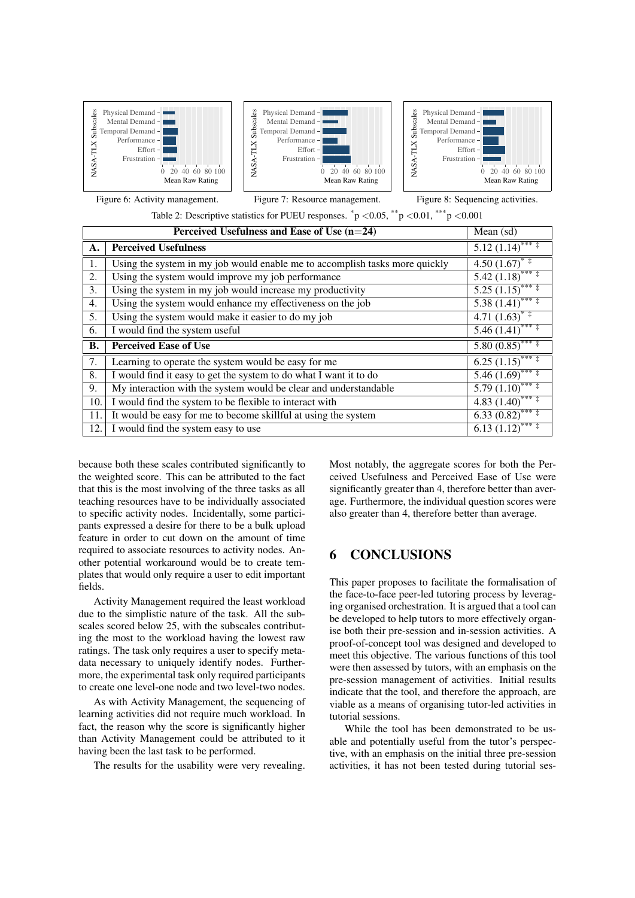Figure 6: Activity management.

Figure 7: Resource management.

Figure 8: Sequencing activities.

Table 2: Descriptive statistics for PUEU responses. $^{*}p < 0.05$, $^{**}p < 0.01$, $^{***}p < 0.001$

| | Perceived Usefulness and Ease of Use (n=24) | Mean (sd) |
|---|---|---|
| **A.** | **Perceived Usefulness** | 5.12 (1.14)$^{***\ \ddagger}$ |
| 1. | Using the system in my job would enable me to accomplish tasks more quickly | 4.50 (1.67)$^{*\ \ddagger}$ |
| 2. | Using the system would improve my job performance | 5.42 (1.18)$^{***\ \ddagger}$ |
| 3. | Using the system in my job would increase my productivity | 5.25 (1.15)$^{***\ \ddagger}$ |
| 4. | Using the system would enhance my effectiveness on the job | 5.38 (1.41)$^{***\ \ddagger}$ |
| 5. | Using the system would make it easier to do my job | 4.71 (1.63)$^{*\ \ddagger}$ |
| 6. | I would find the system useful | 5.46 (1.41)$^{***\ \ddagger}$ |
| **B.** | **Perceived Ease of Use** | 5.80 (0.85)$^{***\ \ddagger}$ |
| 7. | Learning to operate the system would be easy for me | 6.25 (1.15)$^{***\ \ddagger}$ |
| 8. | I would find it easy to get the system to do what I want it to do | 5.46 (1.69)$^{***\ \ddagger}$ |
| 9. | My interaction with the system would be clear and understandable | 5.79 (1.10)$^{***\ \ddagger}$ |
| 10. | I would find the system to be flexible to interact with | 4.83 (1.40)$^{***\ \ddagger}$ |
| 11. | It would be easy for me to become skillful at using the system | 6.33 (0.82)$^{***\ \ddagger}$ |
| 12. | I would find the system easy to use | 6.13 (1.12)$^{***\ \ddagger}$ |

because both these scales contributed significantly to the weighted score. This can be attributed to the fact that this is the most involving of the three tasks as all teaching resources have to be individually associated to specific activity nodes. Incidentally, some participants expressed a desire for there to be a bulk upload feature in order to cut down on the amount of time required to associate resources to activity nodes. Another potential workaround would be to create templates that would only require a user to edit important fields.

Activity Management required the least workload due to the simplistic nature of the task. All the subscales scored below 25, with the subscales contributing the most to the workload having the lowest raw ratings. The task only requires a user to specify metadata necessary to uniquely identify nodes. Furthermore, the experimental task only required participants to create one level-one node and two level-two nodes.

As with Activity Management, the sequencing of learning activities did not require much workload. In fact, the reason why the score is significantly higher than Activity Management could be attributed to it having been the last task to be performed.

The results for the usability were very revealing. Most notably, the aggregate scores for both the Perceived Usefulness and Perceived Ease of Use were significantly greater than 4, therefore better than average. Furthermore, the individual question scores were also greater than 4, therefore better than average.

## 6 CONCLUSIONS

This paper proposes to facilitate the formalisation of the face-to-face peer-led tutoring process by leveraging organised orchestration. It is argued that a tool can be developed to help tutors to more effectively organise both their pre-session and in-session activities. A proof-of-concept tool was designed and developed to meet this objective. The various functions of this tool were then assessed by tutors, with an emphasis on the pre-session management of activities. Initial results indicate that the tool, and therefore the approach, are viable as a means of organising tutor-led activities in tutorial sessions.

While the tool has been demonstrated to be usable and potentially useful from the tutor's perspective, with an emphasis on the initial three pre-session activities, it has not been tested during tutorial ses-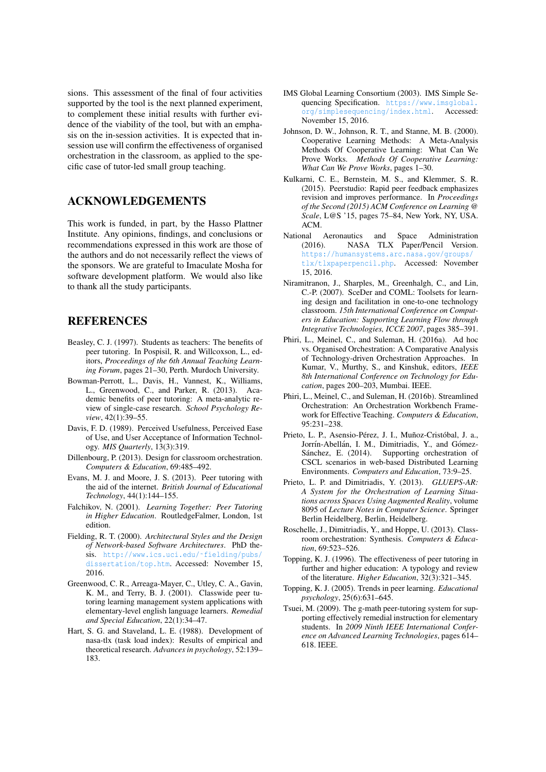sions. This assessment of the final of four activities supported by the tool is the next planned experiment, to complement these initial results with further evidence of the viability of the tool, but with an emphasis on the in-session activities. It is expected that in-session use will confirm the effectiveness of organised orchestration in the classroom, as applied to the specific case of tutor-led small group teaching.

## ACKNOWLEDGEMENTS

This work is funded, in part, by the Hasso Plattner Institute. Any opinions, findings, and conclusions or recommendations expressed in this work are those of the authors and do not necessarily reflect the views of the sponsors. We are grateful to Imaculate Mosha for software development platform. We would also like to thank all the study participants.

## REFERENCES

Beasley, C. J. (1997). Students as teachers: The benefits of peer tutoring. In Pospisil, R. and Willcoxson, L., editors, *Proceedings of the 6th Annual Teaching Learning Forum*, pages 21–30, Perth. Murdoch University.

Bowman-Perrott, L., Davis, H., Vannest, K., Williams, L., Greenwood, C., and Parker, R. (2013). Academic benefits of peer tutoring: A meta-analytic review of single-case research. *School Psychology Review*, 42(1):39–55.

Davis, F. D. (1989). Perceived Usefulness, Perceived Ease of Use, and User Acceptance of Information Technology. *MIS Quarterly*, 13(3):319.

Dillenbourg, P. (2013). Design for classroom orchestration. *Computers & Education*, 69:485–492.

Evans, M. J. and Moore, J. S. (2013). Peer tutoring with the aid of the internet. *British Journal of Educational Technology*, 44(1):144–155.

Falchikov, N. (2001). *Learning Together: Peer Tutoring in Higher Education*. RoutledgeFalmer, London, 1st edition.

Fielding, R. T. (2000). *Architectural Styles and the Design of Network-based Software Architectures*. PhD thesis. http://www.ics.uci.edu/~fielding/pubs/dissertation/top.htm. Accessed: November 15, 2016.

Greenwood, C. R., Arreaga-Mayer, C., Utley, C. A., Gavin, K. M., and Terry, B. J. (2001). Classwide peer tutoring learning management system applications with elementary-level english language learners. *Remedial and Special Education*, 22(1):34–47.

Hart, S. G. and Staveland, L. E. (1988). Development of nasa-tlx (task load index): Results of empirical and theoretical research. *Advances in psychology*, 52:139–183.

IMS Global Learning Consortium (2003). IMS Simple Sequencing Specification. https://www.imsglobal.org/simplesequencing/index.html. Accessed: November 15, 2016.

Johnson, D. W., Johnson, R. T., and Stanne, M. B. (2000). Cooperative Learning Methods: A Meta-Analysis Methods Of Cooperative Learning: What Can We Prove Works. *Methods Of Cooperative Learning: What Can We Prove Works*, pages 1–30.

Kulkarni, C. E., Bernstein, M. S., and Klemmer, S. R. (2015). Peerstudio: Rapid peer feedback emphasizes revision and improves performance. In *Proceedings of the Second (2015) ACM Conference on Learning @ Scale*, L@S '15, pages 75–84, New York, NY, USA. ACM.

National Aeronautics and Space Administration (2016). NASA TLX Paper/Pencil Version. https://humansystems.arc.nasa.gov/groups/tlx/tlxpaperpencil.php. Accessed: November 15, 2016.

Niramitranon, J., Sharples, M., Greenhalgh, C., and Lin, C.-P. (2007). SceDer and COML: Toolsets for learning design and facilitation in one-to-one technology classroom. *15th International Conference on Computers in Education: Supporting Learning Flow through Integrative Technologies, ICCE 2007*, pages 385–391.

Phiri, L., Meinel, C., and Suleman, H. (2016a). Ad hoc vs. Organised Orchestration: A Comparative Analysis of Technology-driven Orchestration Approaches. In Kumar, V., Murthy, S., and Kinshuk, editors, *IEEE 8th International Conference on Technology for Education*, pages 200–203, Mumbai. IEEE.

Phiri, L., Meinel, C., and Suleman, H. (2016b). Streamlined Orchestration: An Orchestration Workbench Framework for Effective Teaching. *Computers & Education*, 95:231–238.

Prieto, L. P., Asensio-Pérez, J. I., Muñoz-Cristóbal, J. a., Jorrín-Abellán, I. M., Dimitriadis, Y., and Gómez-Sánchez, E. (2014). Supporting orchestration of CSCL scenarios in web-based Distributed Learning Environments. *Computers and Education*, 73:9–25.

Prieto, L. P. and Dimitriadis, Y. (2013). *GLUEPS-AR: A System for the Orchestration of Learning Situations across Spaces Using Augmented Reality*, volume 8095 of *Lecture Notes in Computer Science*. Springer Berlin Heidelberg, Berlin, Heidelberg.

Roschelle, J., Dimitriadis, Y., and Hoppe, U. (2013). Classroom orchestration: Synthesis. *Computers & Education*, 69:523–526.

Topping, K. J. (1996). The effectiveness of peer tutoring in further and higher education: A typology and review of the literature. *Higher Education*, 32(3):321–345.

Topping, K. J. (2005). Trends in peer learning. *Educational psychology*, 25(6):631–645.

Tsuei, M. (2009). The g-math peer-tutoring system for supporting effectively remedial instruction for elementary students. In *2009 Ninth IEEE International Conference on Advanced Learning Technologies*, pages 614–618. IEEE.